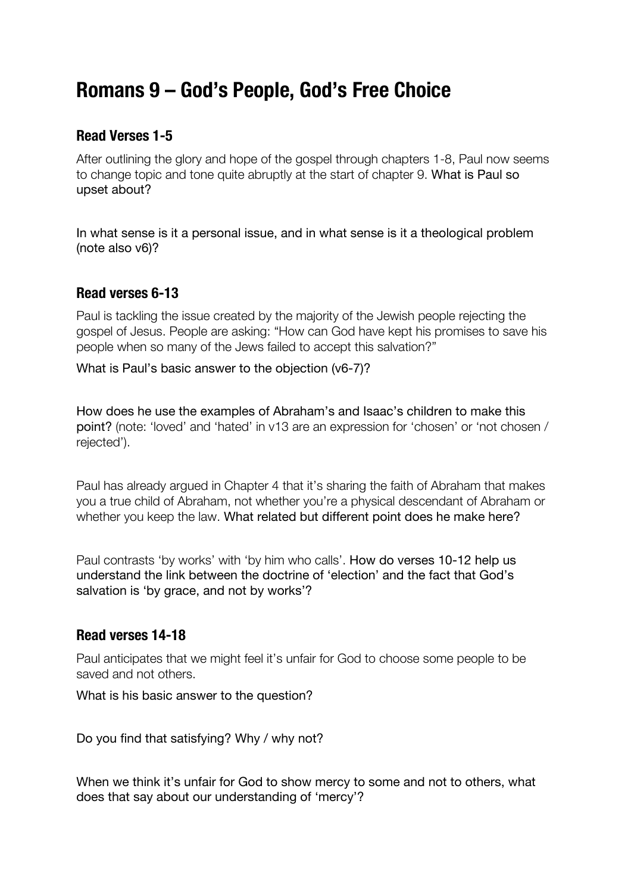# Romans 9 – God's People, God's Free Choice

## Read Verses 1-5

After outlining the glory and hope of the gospel through chapters 1-8, Paul now seems to change topic and tone quite abruptly at the start of chapter 9. What is Paul so upset about?

In what sense is it a personal issue, and in what sense is it a theological problem (note also v6)?

## Read verses 6-13

Paul is tackling the issue created by the majority of the Jewish people rejecting the gospel of Jesus. People are asking: "How can God have kept his promises to save his people when so many of the Jews failed to accept this salvation?"

What is Paul's basic answer to the objection (v6-7)?

How does he use the examples of Abraham's and Isaac's children to make this point? (note: 'loved' and 'hated' in v13 are an expression for 'chosen' or 'not chosen / rejected').

Paul has already argued in Chapter 4 that it's sharing the faith of Abraham that makes you a true child of Abraham, not whether you're a physical descendant of Abraham or whether you keep the law. What related but different point does he make here?

Paul contrasts 'by works' with 'by him who calls'. How do verses 10-12 help us understand the link between the doctrine of 'election' and the fact that God's salvation is 'by grace, and not by works'?

## Read verses 14-18

Paul anticipates that we might feel it's unfair for God to choose some people to be saved and not others.

What is his basic answer to the question?

Do you find that satisfying? Why / why not?

When we think it's unfair for God to show mercy to some and not to others, what does that say about our understanding of 'mercy'?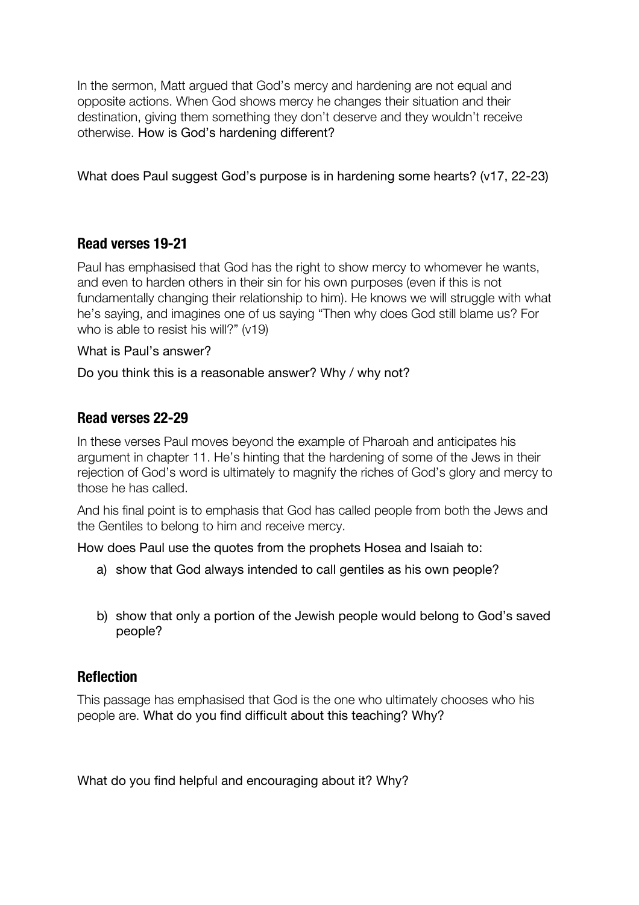In the sermon, Matt argued that God's mercy and hardening are not equal and opposite actions. When God shows mercy he changes their situation and their destination, giving them something they don't deserve and they wouldn't receive otherwise. How is God's hardening different?

What does Paul suggest God's purpose is in hardening some hearts? (v17, 22-23)

## Read verses 19-21

Paul has emphasised that God has the right to show mercy to whomever he wants, and even to harden others in their sin for his own purposes (even if this is not fundamentally changing their relationship to him). He knows we will struggle with what he's saying, and imagines one of us saying "Then why does God still blame us? For who is able to resist his will?" (v19)

What is Paul's answer?

Do you think this is a reasonable answer? Why / why not?

## Read verses 22-29

In these verses Paul moves beyond the example of Pharoah and anticipates his argument in chapter 11. He's hinting that the hardening of some of the Jews in their rejection of God's word is ultimately to magnify the riches of God's glory and mercy to those he has called.

And his final point is to emphasis that God has called people from both the Jews and the Gentiles to belong to him and receive mercy.

How does Paul use the quotes from the prophets Hosea and Isaiah to:

a) show that God always intended to call gentiles as his own people?

b) show that only a portion of the Jewish people would belong to God's saved people?

## Reflection

This passage has emphasised that God is the one who ultimately chooses who his people are. What do you find difficult about this teaching? Why?

What do you find helpful and encouraging about it? Why?